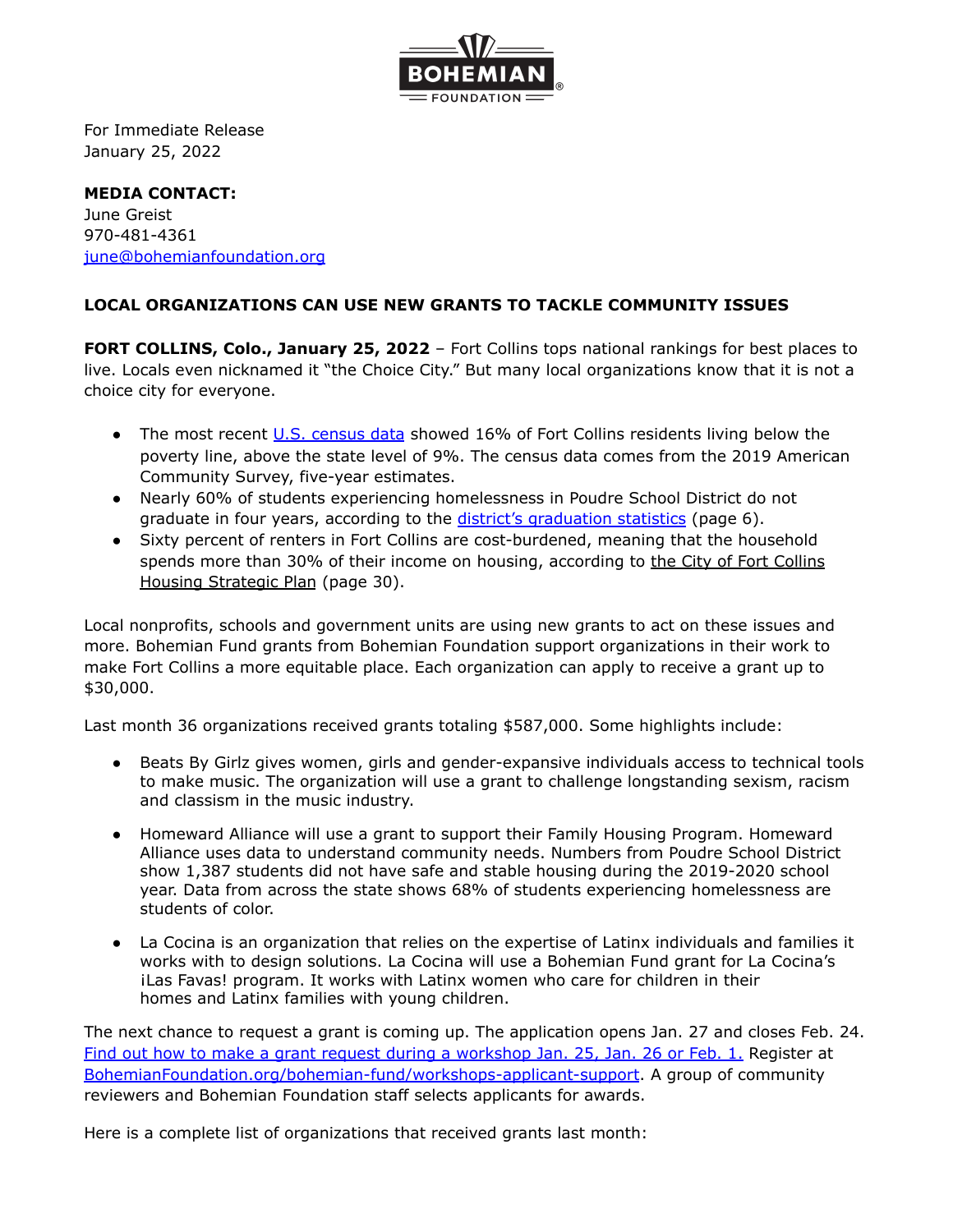BOHEMIAN FOUNDATION

For Immediate Release
January 25, 2022

**MEDIA CONTACT:**
June Greist
970-481-4361
june@bohemianfoundation.org

**LOCAL ORGANIZATIONS CAN USE NEW GRANTS TO TACKLE COMMUNITY ISSUES**

**FORT COLLINS, Colo., January 25, 2022** – Fort Collins tops national rankings for best places to live. Locals even nicknamed it "the Choice City." But many local organizations know that it is not a choice city for everyone.

- The most recent U.S. census data showed 16% of Fort Collins residents living below the poverty line, above the state level of 9%. The census data comes from the 2019 American Community Survey, five-year estimates.
- Nearly 60% of students experiencing homelessness in Poudre School District do not graduate in four years, according to the district's graduation statistics (page 6).
- Sixty percent of renters in Fort Collins are cost-burdened, meaning that the household spends more than 30% of their income on housing, according to the City of Fort Collins Housing Strategic Plan (page 30).

Local nonprofits, schools and government units are using new grants to act on these issues and more. Bohemian Fund grants from Bohemian Foundation support organizations in their work to make Fort Collins a more equitable place. Each organization can apply to receive a grant up to $30,000.

Last month 36 organizations received grants totaling $587,000. Some highlights include:

- Beats By Girlz gives women, girls and gender-expansive individuals access to technical tools to make music. The organization will use a grant to challenge longstanding sexism, racism and classism in the music industry.
- Homeward Alliance will use a grant to support their Family Housing Program. Homeward Alliance uses data to understand community needs. Numbers from Poudre School District show 1,387 students did not have safe and stable housing during the 2019-2020 school year. Data from across the state shows 68% of students experiencing homelessness are students of color.
- La Cocina is an organization that relies on the expertise of Latinx individuals and families it works with to design solutions. La Cocina will use a Bohemian Fund grant for La Cocina's ¡Las Favas! program. It works with Latinx women who care for children in their homes and Latinx families with young children.

The next chance to request a grant is coming up. The application opens Jan. 27 and closes Feb. 24. Find out how to make a grant request during a workshop Jan. 25, Jan. 26 or Feb. 1. Register at BohemianFoundation.org/bohemian-fund/workshops-applicant-support. A group of community reviewers and Bohemian Foundation staff selects applicants for awards.

Here is a complete list of organizations that received grants last month: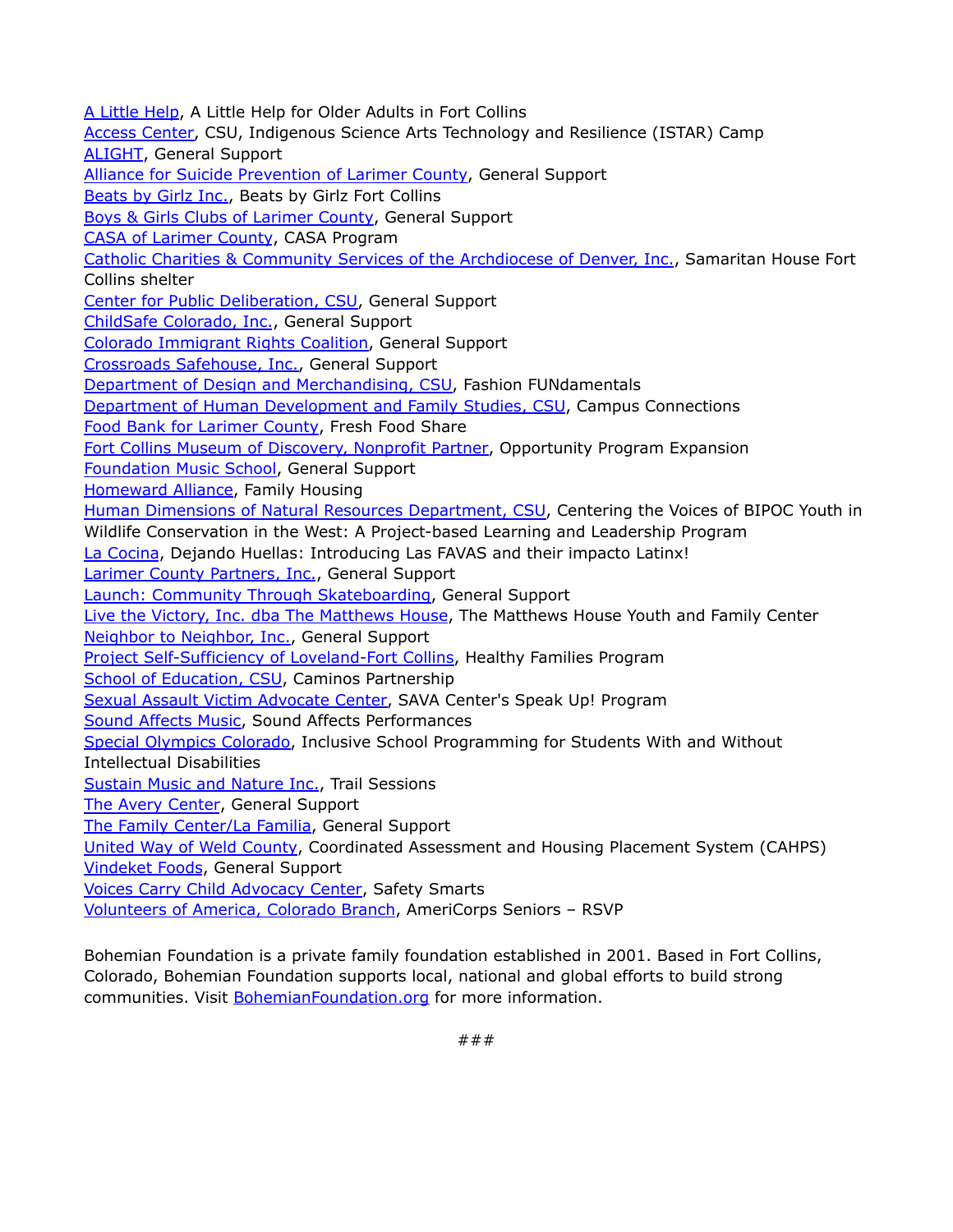A Little Help, A Little Help for Older Adults in Fort Collins
Access Center, CSU, Indigenous Science Arts Technology and Resilience (ISTAR) Camp
ALIGHT, General Support
Alliance for Suicide Prevention of Larimer County, General Support
Beats by Girlz Inc., Beats by Girlz Fort Collins
Boys & Girls Clubs of Larimer County, General Support
CASA of Larimer County, CASA Program
Catholic Charities & Community Services of the Archdiocese of Denver, Inc., Samaritan House Fort Collins shelter
Center for Public Deliberation, CSU, General Support
ChildSafe Colorado, Inc., General Support
Colorado Immigrant Rights Coalition, General Support
Crossroads Safehouse, Inc., General Support
Department of Design and Merchandising, CSU, Fashion FUNdamentals
Department of Human Development and Family Studies, CSU, Campus Connections
Food Bank for Larimer County, Fresh Food Share
Fort Collins Museum of Discovery, Nonprofit Partner, Opportunity Program Expansion
Foundation Music School, General Support
Homeward Alliance, Family Housing
Human Dimensions of Natural Resources Department, CSU, Centering the Voices of BIPOC Youth in Wildlife Conservation in the West: A Project-based Learning and Leadership Program
La Cocina, Dejando Huellas: Introducing Las FAVAS and their impacto Latinx!
Larimer County Partners, Inc., General Support
Launch: Community Through Skateboarding, General Support
Live the Victory, Inc. dba The Matthews House, The Matthews House Youth and Family Center
Neighbor to Neighbor, Inc., General Support
Project Self-Sufficiency of Loveland-Fort Collins, Healthy Families Program
School of Education, CSU, Caminos Partnership
Sexual Assault Victim Advocate Center, SAVA Center's Speak Up! Program
Sound Affects Music, Sound Affects Performances
Special Olympics Colorado, Inclusive School Programming for Students With and Without Intellectual Disabilities
Sustain Music and Nature Inc., Trail Sessions
The Avery Center, General Support
The Family Center/La Familia, General Support
United Way of Weld County, Coordinated Assessment and Housing Placement System (CAHPS)
Vindeket Foods, General Support
Voices Carry Child Advocacy Center, Safety Smarts
Volunteers of America, Colorado Branch, AmeriCorps Seniors – RSVP

Bohemian Foundation is a private family foundation established in 2001. Based in Fort Collins, Colorado, Bohemian Foundation supports local, national and global efforts to build strong communities. Visit BohemianFoundation.org for more information.

###